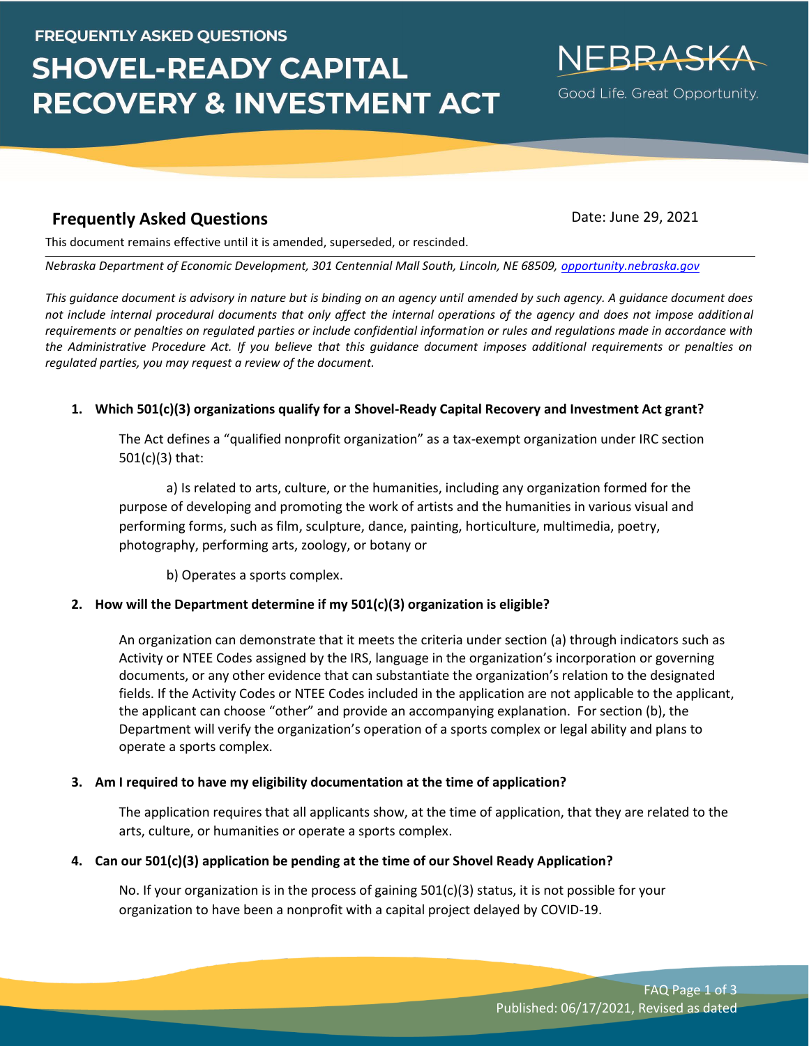FREQUENTLY ASKED QUESTIONS

# SHOVEL-READY CAPITAL RECOVERY & INVESTMENT ACT

NEBRASKA
Good Life. Great Opportunity.

## Frequently Asked Questions

Date: June 29, 2021

This document remains effective until it is amended, superseded, or rescinded.

*Nebraska Department of Economic Development, 301 Centennial Mall South, Lincoln, NE 68509, opportunity.nebraska.gov*

*This guidance document is advisory in nature but is binding on an agency until amended by such agency. A guidance document does not include internal procedural documents that only affect the internal operations of the agency and does not impose additional requirements or penalties on regulated parties or include confidential information or rules and regulations made in accordance with the Administrative Procedure Act. If you believe that this guidance document imposes additional requirements or penalties on regulated parties, you may request a review of the document.*

1. **Which 501(c)(3) organizations qualify for a Shovel-Ready Capital Recovery and Investment Act grant?**

   The Act defines a "qualified nonprofit organization" as a tax-exempt organization under IRC section 501(c)(3) that:

   a) Is related to arts, culture, or the humanities, including any organization formed for the purpose of developing and promoting the work of artists and the humanities in various visual and performing forms, such as film, sculpture, dance, painting, horticulture, multimedia, poetry, photography, performing arts, zoology, or botany or

   b) Operates a sports complex.

2. **How will the Department determine if my 501(c)(3) organization is eligible?**

   An organization can demonstrate that it meets the criteria under section (a) through indicators such as Activity or NTEE Codes assigned by the IRS, language in the organization's incorporation or governing documents, or any other evidence that can substantiate the organization's relation to the designated fields. If the Activity Codes or NTEE Codes included in the application are not applicable to the applicant, the applicant can choose "other" and provide an accompanying explanation. For section (b), the Department will verify the organization's operation of a sports complex or legal ability and plans to operate a sports complex.

3. **Am I required to have my eligibility documentation at the time of application?**

   The application requires that all applicants show, at the time of application, that they are related to the arts, culture, or humanities or operate a sports complex.

4. **Can our 501(c)(3) application be pending at the time of our Shovel Ready Application?**

   No. If your organization is in the process of gaining 501(c)(3) status, it is not possible for your organization to have been a nonprofit with a capital project delayed by COVID-19.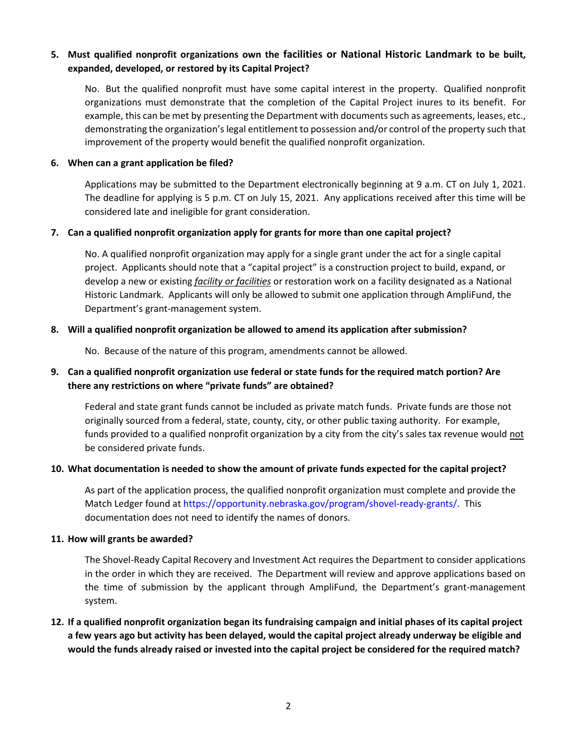**5. Must qualified nonprofit organizations own the facilities or National Historic Landmark to be built, expanded, developed, or restored by its Capital Project?**

No. But the qualified nonprofit must have some capital interest in the property. Qualified nonprofit organizations must demonstrate that the completion of the Capital Project inures to its benefit. For example, this can be met by presenting the Department with documents such as agreements, leases, etc., demonstrating the organization's legal entitlement to possession and/or control of the property such that improvement of the property would benefit the qualified nonprofit organization.

**6. When can a grant application be filed?**

Applications may be submitted to the Department electronically beginning at 9 a.m. CT on July 1, 2021. The deadline for applying is 5 p.m. CT on July 15, 2021. Any applications received after this time will be considered late and ineligible for grant consideration.

**7. Can a qualified nonprofit organization apply for grants for more than one capital project?**

No. A qualified nonprofit organization may apply for a single grant under the act for a single capital project. Applicants should note that a "capital project" is a construction project to build, expand, or develop a new or existing <u>*facility or facilities*</u> or restoration work on a facility designated as a National Historic Landmark. Applicants will only be allowed to submit one application through AmpliFund, the Department's grant-management system.

**8. Will a qualified nonprofit organization be allowed to amend its application after submission?**

No. Because of the nature of this program, amendments cannot be allowed.

**9. Can a qualified nonprofit organization use federal or state funds for the required match portion? Are there any restrictions on where "private funds" are obtained?**

Federal and state grant funds cannot be included as private match funds. Private funds are those not originally sourced from a federal, state, county, city, or other public taxing authority. For example, funds provided to a qualified nonprofit organization by a city from the city's sales tax revenue would <u>not</u> be considered private funds.

**10. What documentation is needed to show the amount of private funds expected for the capital project?**

As part of the application process, the qualified nonprofit organization must complete and provide the Match Ledger found at https://opportunity.nebraska.gov/program/shovel-ready-grants/. This documentation does not need to identify the names of donors.

**11. How will grants be awarded?**

The Shovel-Ready Capital Recovery and Investment Act requires the Department to consider applications in the order in which they are received. The Department will review and approve applications based on the time of submission by the applicant through AmpliFund, the Department's grant-management system.

**12. If a qualified nonprofit organization began its fundraising campaign and initial phases of its capital project a few years ago but activity has been delayed, would the capital project already underway be eligible and would the funds already raised or invested into the capital project be considered for the required match?**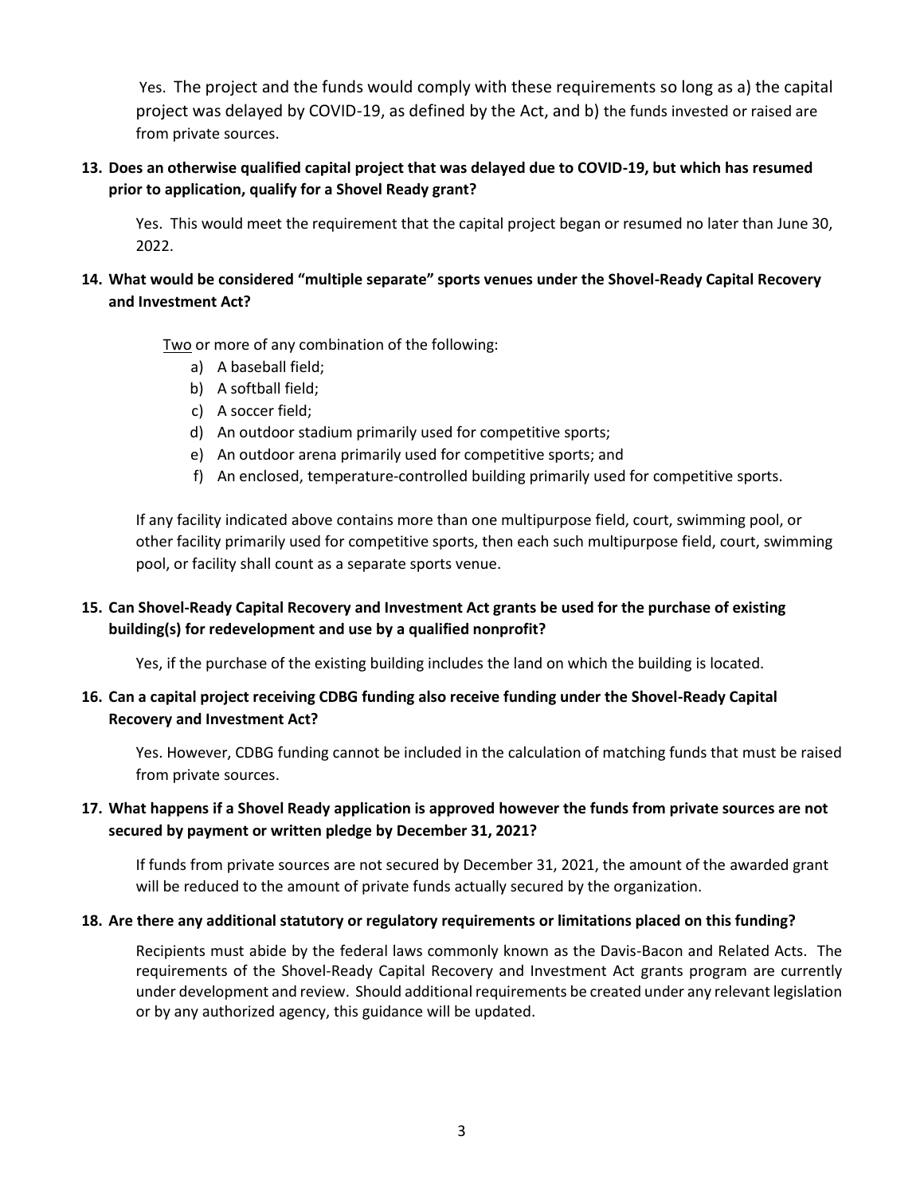Yes. The project and the funds would comply with these requirements so long as a) the capital project was delayed by COVID-19, as defined by the Act, and b) the funds invested or raised are from private sources.

**13. Does an otherwise qualified capital project that was delayed due to COVID-19, but which has resumed prior to application, qualify for a Shovel Ready grant?**

Yes. This would meet the requirement that the capital project began or resumed no later than June 30, 2022.

**14. What would be considered "multiple separate" sports venues under the Shovel-Ready Capital Recovery and Investment Act?**

Two or more of any combination of the following:

a) A baseball field;
b) A softball field;
c) A soccer field;
d) An outdoor stadium primarily used for competitive sports;
e) An outdoor arena primarily used for competitive sports; and
f) An enclosed, temperature-controlled building primarily used for competitive sports.

If any facility indicated above contains more than one multipurpose field, court, swimming pool, or other facility primarily used for competitive sports, then each such multipurpose field, court, swimming pool, or facility shall count as a separate sports venue.

**15. Can Shovel-Ready Capital Recovery and Investment Act grants be used for the purchase of existing building(s) for redevelopment and use by a qualified nonprofit?**

Yes, if the purchase of the existing building includes the land on which the building is located.

**16. Can a capital project receiving CDBG funding also receive funding under the Shovel-Ready Capital Recovery and Investment Act?**

Yes. However, CDBG funding cannot be included in the calculation of matching funds that must be raised from private sources.

**17. What happens if a Shovel Ready application is approved however the funds from private sources are not secured by payment or written pledge by December 31, 2021?**

If funds from private sources are not secured by December 31, 2021, the amount of the awarded grant will be reduced to the amount of private funds actually secured by the organization.

**18. Are there any additional statutory or regulatory requirements or limitations placed on this funding?**

Recipients must abide by the federal laws commonly known as the Davis-Bacon and Related Acts. The requirements of the Shovel-Ready Capital Recovery and Investment Act grants program are currently under development and review. Should additional requirements be created under any relevant legislation or by any authorized agency, this guidance will be updated.